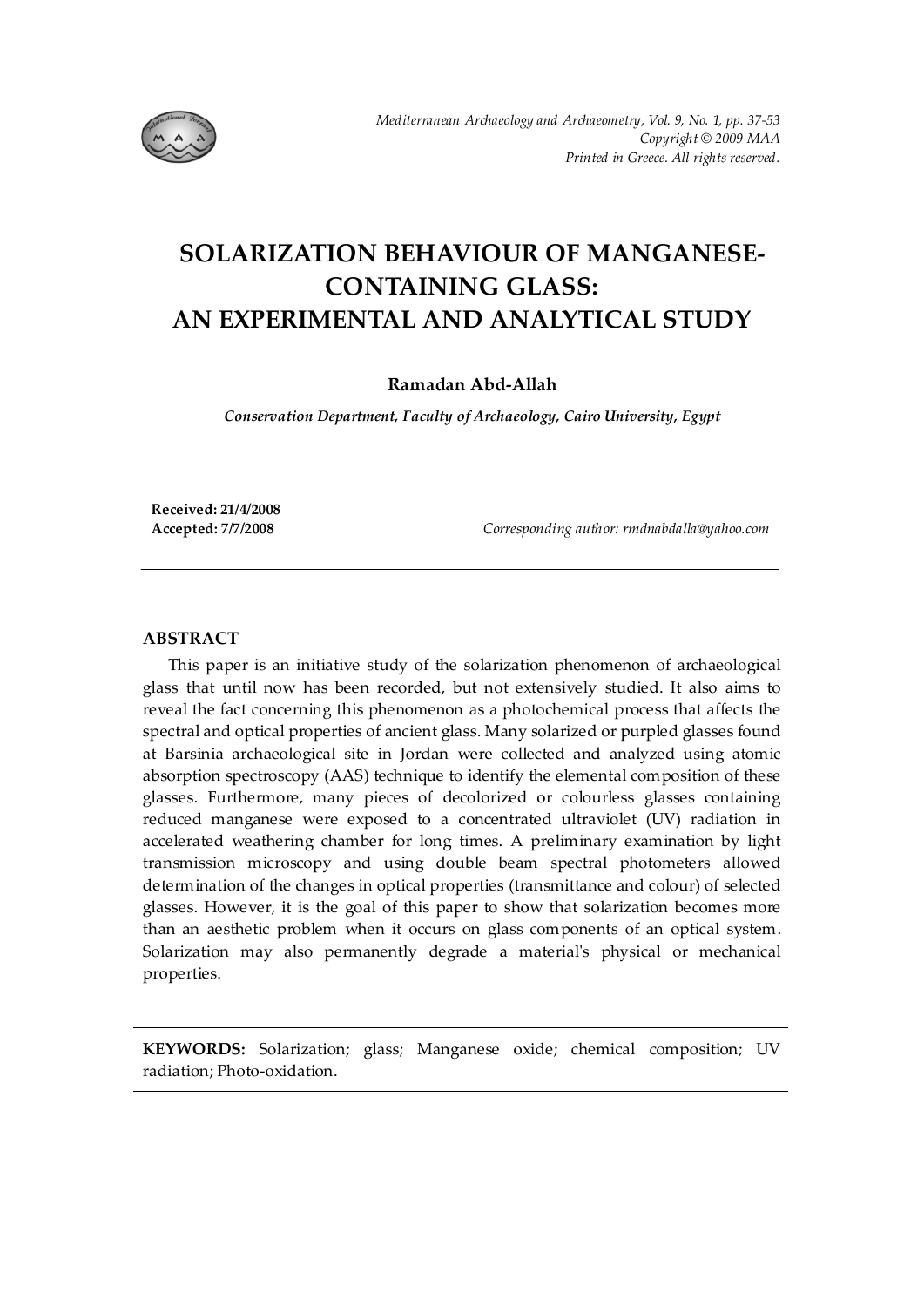# SOLARIZATION BEHAVIOUR OF MANGANESE-CONTAINING GLASS: AN EXPERIMENTAL AND ANALYTICAL STUDY

**Ramadan Abd-Allah**

*Conservation Department, Faculty of Archaeology, Cairo University, Egypt*

**Received: 21/4/2008**
**Accepted: 7/7/2008**

*Corresponding author: rmdnabdalla@yahoo.com*

---

## ABSTRACT

This paper is an initiative study of the solarization phenomenon of archaeological glass that until now has been recorded, but not extensively studied. It also aims to reveal the fact concerning this phenomenon as a photochemical process that affects the spectral and optical properties of ancient glass. Many solarized or purpled glasses found at Barsinia archaeological site in Jordan were collected and analyzed using atomic absorption spectroscopy (AAS) technique to identify the elemental composition of these glasses. Furthermore, many pieces of decolorized or colourless glasses containing reduced manganese were exposed to a concentrated ultraviolet (UV) radiation in accelerated weathering chamber for long times. A preliminary examination by light transmission microscopy and using double beam spectral photometers allowed determination of the changes in optical properties (transmittance and colour) of selected glasses. However, it is the goal of this paper to show that solarization becomes more than an aesthetic problem when it occurs on glass components of an optical system. Solarization may also permanently degrade a material's physical or mechanical properties.

---

**KEYWORDS:** Solarization; glass; Manganese oxide; chemical composition; UV radiation; Photo-oxidation.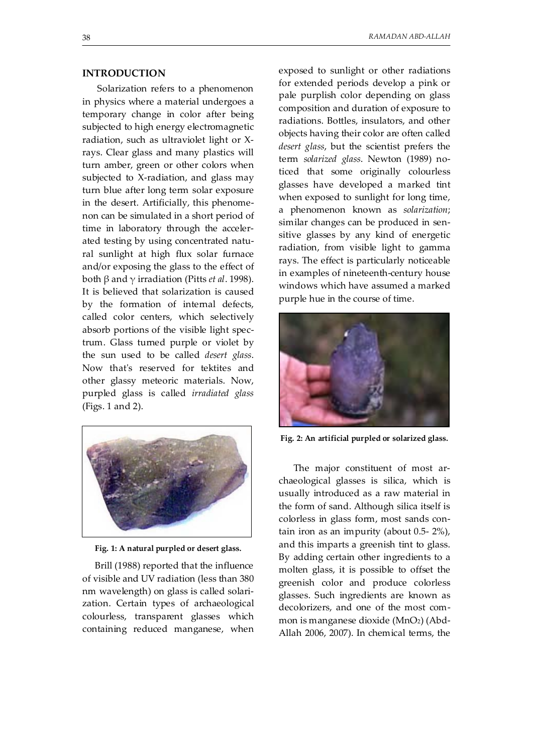## INTRODUCTION

Solarization refers to a phenomenon in physics where a material undergoes a temporary change in color after being subjected to high energy electromagnetic radiation, such as ultraviolet light or X-rays. Clear glass and many plastics will turn amber, green or other colors when subjected to X-radiation, and glass may turn blue after long term solar exposure in the desert. Artificially, this phenomenon can be simulated in a short period of time in laboratory through the accelerated testing by using concentrated natural sunlight at high flux solar furnace and/or exposing the glass to the effect of both β and γ irradiation (Pitts *et al*. 1998). It is believed that solarization is caused by the formation of internal defects, called color centers, which selectively absorb portions of the visible light spectrum. Glass turned purple or violet by the sun used to be called *desert glass*. Now that's reserved for tektites and other glassy meteoric materials. Now, purpled glass is called *irradiated glass* (Figs. 1 and 2).

**Fig. 1: A natural purpled or desert glass.**

Brill (1988) reported that the influence of visible and UV radiation (less than 380 nm wavelength) on glass is called solarization. Certain types of archaeological colourless, transparent glasses which containing reduced manganese, when exposed to sunlight or other radiations for extended periods develop a pink or pale purplish color depending on glass composition and duration of exposure to radiations. Bottles, insulators, and other objects having their color are often called *desert glass*, but the scientist prefers the term *solarized glass*. Newton (1989) noticed that some originally colourless glasses have developed a marked tint when exposed to sunlight for long time, a phenomenon known as *solarization*; similar changes can be produced in sensitive glasses by any kind of energetic radiation, from visible light to gamma rays. The effect is particularly noticeable in examples of nineteenth-century house windows which have assumed a marked purple hue in the course of time.

**Fig. 2: An artificial purpled or solarized glass.**

The major constituent of most archaeological glasses is silica, which is usually introduced as a raw material in the form of sand. Although silica itself is colorless in glass form, most sands contain iron as an impurity (about 0.5- 2%), and this imparts a greenish tint to glass. By adding certain other ingredients to a molten glass, it is possible to offset the greenish color and produce colorless glasses. Such ingredients are known as decolorizers, and one of the most common is manganese dioxide ($MnO_2$) (Abd-Allah 2006, 2007). In chemical terms, the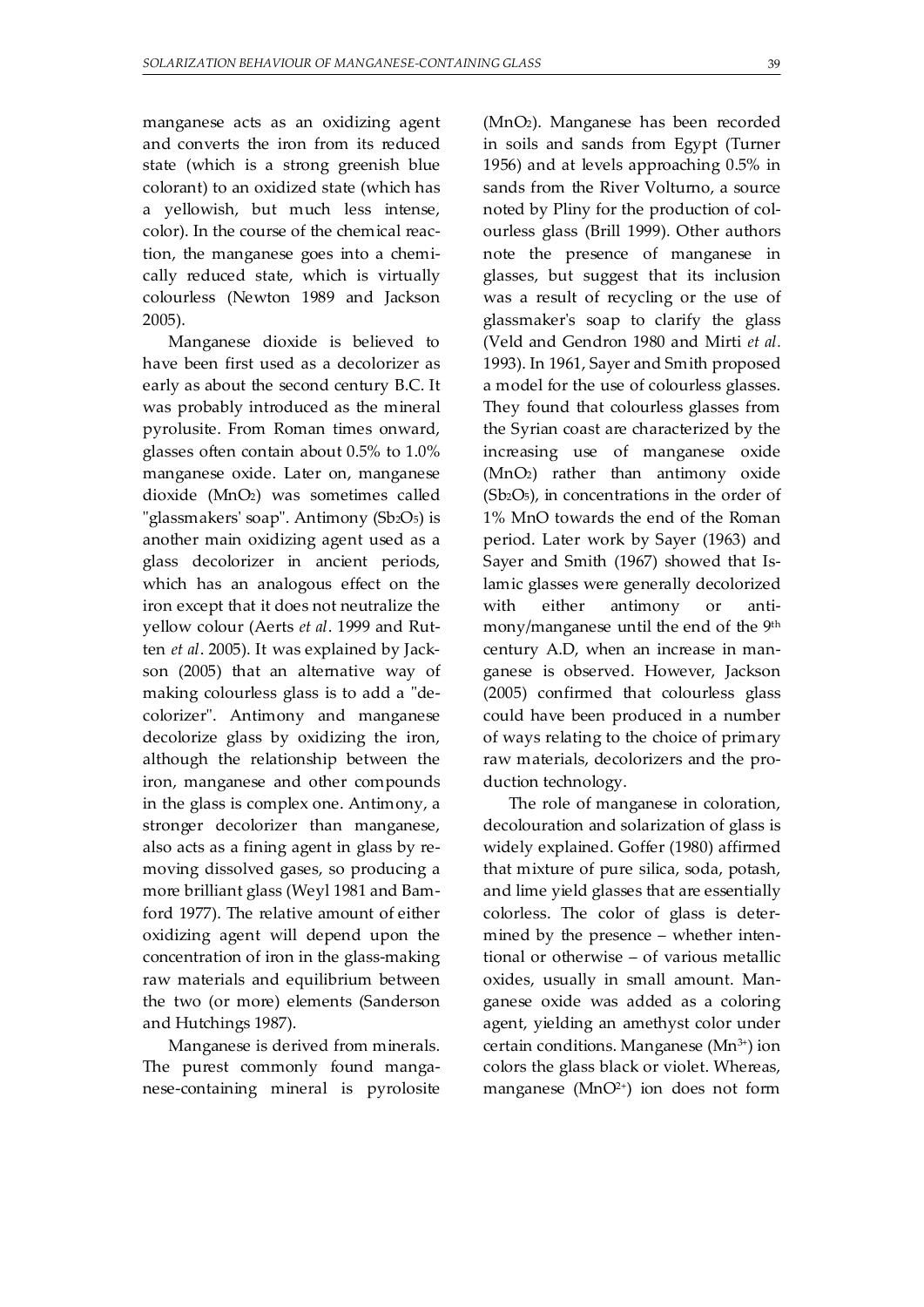manganese acts as an oxidizing agent and converts the iron from its reduced state (which is a strong greenish blue colorant) to an oxidized state (which has a yellowish, but much less intense, color). In the course of the chemical reaction, the manganese goes into a chemically reduced state, which is virtually colourless (Newton 1989 and Jackson 2005).

Manganese dioxide is believed to have been first used as a decolorizer as early as about the second century B.C. It was probably introduced as the mineral pyrolusite. From Roman times onward, glasses often contain about 0.5% to 1.0% manganese oxide. Later on, manganese dioxide ($MnO_2$) was sometimes called "glassmakers' soap". Antimony ($Sb_2O_5$) is another main oxidizing agent used as a glass decolorizer in ancient periods, which has an analogous effect on the iron except that it does not neutralize the yellow colour (Aerts *et al*. 1999 and Rutten *et al*. 2005). It was explained by Jackson (2005) that an alternative way of making colourless glass is to add a "decolorizer". Antimony and manganese decolorize glass by oxidizing the iron, although the relationship between the iron, manganese and other compounds in the glass is complex one. Antimony, a stronger decolorizer than manganese, also acts as a fining agent in glass by removing dissolved gases, so producing a more brilliant glass (Weyl 1981 and Bamford 1977). The relative amount of either oxidizing agent will depend upon the concentration of iron in the glass-making raw materials and equilibrium between the two (or more) elements (Sanderson and Hutchings 1987).

Manganese is derived from minerals. The purest commonly found manganese-containing mineral is pyrolosite ($MnO_2$). Manganese has been recorded in soils and sands from Egypt (Turner 1956) and at levels approaching 0.5% in sands from the River Volturno, a source noted by Pliny for the production of colourless glass (Brill 1999). Other authors note the presence of manganese in glasses, but suggest that its inclusion was a result of recycling or the use of glassmaker's soap to clarify the glass (Veld and Gendron 1980 and Mirti *et al.* 1993). In 1961, Sayer and Smith proposed a model for the use of colourless glasses. They found that colourless glasses from the Syrian coast are characterized by the increasing use of manganese oxide ($MnO_2$) rather than antimony oxide ($Sb_2O_5$), in concentrations in the order of 1% MnO towards the end of the Roman period. Later work by Sayer (1963) and Sayer and Smith (1967) showed that Islamic glasses were generally decolorized with either antimony or antimony/manganese until the end of the 9th century A.D, when an increase in manganese is observed. However, Jackson (2005) confirmed that colourless glass could have been produced in a number of ways relating to the choice of primary raw materials, decolorizers and the production technology.

The role of manganese in coloration, decolouration and solarization of glass is widely explained. Goffer (1980) affirmed that mixture of pure silica, soda, potash, and lime yield glasses that are essentially colorless. The color of glass is determined by the presence – whether intentional or otherwise – of various metallic oxides, usually in small amount. Manganese oxide was added as a coloring agent, yielding an amethyst color under certain conditions. Manganese ($Mn^{3+}$) ion colors the glass black or violet. Whereas, manganese ($MnO^{2+}$) ion does not form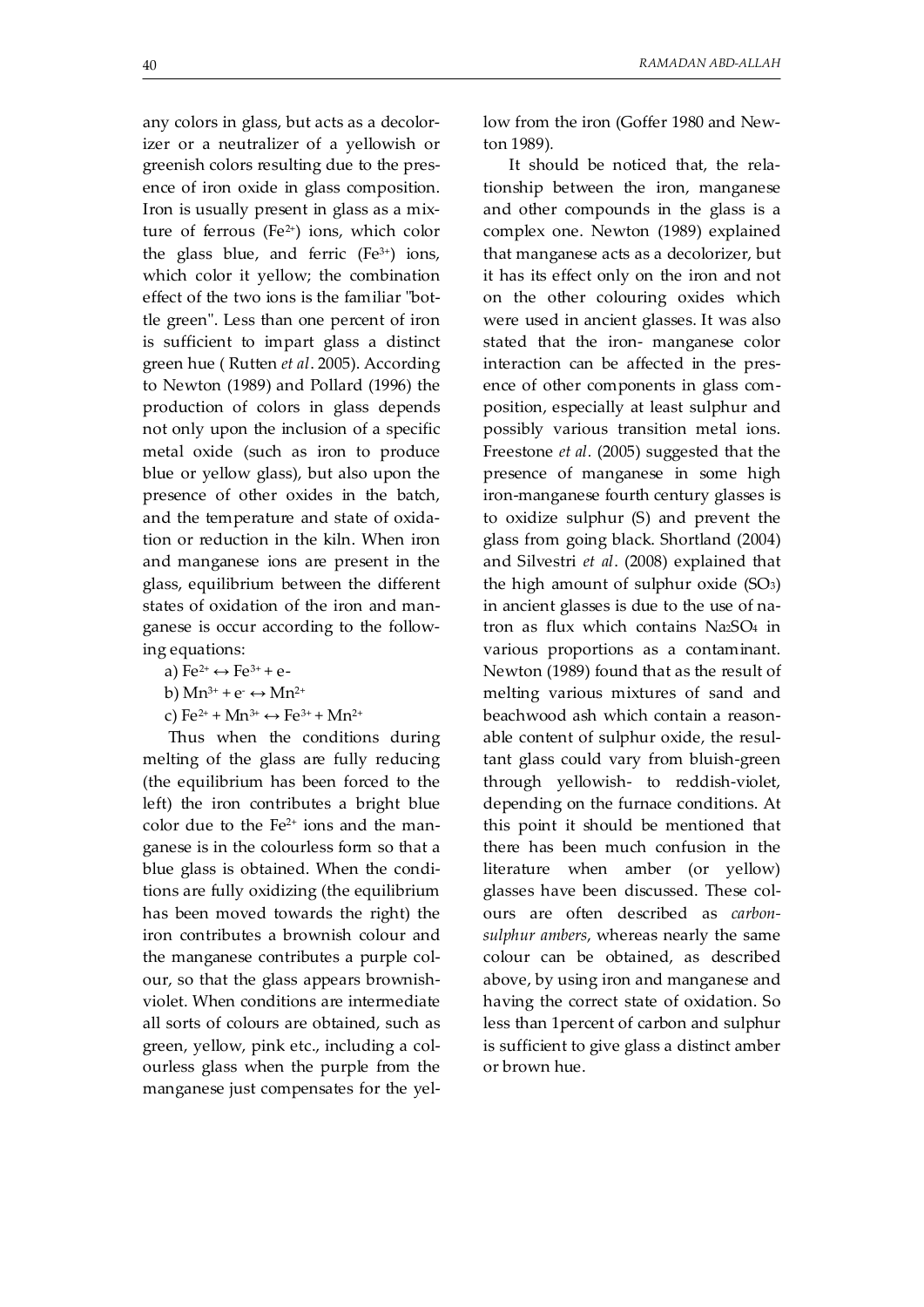any colors in glass, but acts as a decolorizer or a neutralizer of a yellowish or greenish colors resulting due to the presence of iron oxide in glass composition. Iron is usually present in glass as a mixture of ferrous ($Fe^{2+}$) ions, which color the glass blue, and ferric ($Fe^{3+}$) ions, which color it yellow; the combination effect of the two ions is the familiar "bottle green". Less than one percent of iron is sufficient to impart glass a distinct green hue ( Rutten *et al*. 2005). According to Newton (1989) and Pollard (1996) the production of colors in glass depends not only upon the inclusion of a specific metal oxide (such as iron to produce blue or yellow glass), but also upon the presence of other oxides in the batch, and the temperature and state of oxidation or reduction in the kiln. When iron and manganese ions are present in the glass, equilibrium between the different states of oxidation of the iron and manganese is occur according to the following equations:

a) $Fe^{2+} \leftrightarrow Fe^{3+} + e-$

b) $Mn^{3+} + e^{-} \leftrightarrow Mn^{2+}$

c) $Fe^{2+} + Mn^{3+} \leftrightarrow Fe^{3+} + Mn^{2+}$

Thus when the conditions during melting of the glass are fully reducing (the equilibrium has been forced to the left) the iron contributes a bright blue color due to the $Fe^{2+}$ ions and the manganese is in the colourless form so that a blue glass is obtained. When the conditions are fully oxidizing (the equilibrium has been moved towards the right) the iron contributes a brownish colour and the manganese contributes a purple colour, so that the glass appears brownish-violet. When conditions are intermediate all sorts of colours are obtained, such as green, yellow, pink etc., including a colourless glass when the purple from the manganese just compensates for the yellow from the iron (Goffer 1980 and Newton 1989).

It should be noticed that, the relationship between the iron, manganese and other compounds in the glass is a complex one. Newton (1989) explained that manganese acts as a decolorizer, but it has its effect only on the iron and not on the other colouring oxides which were used in ancient glasses. It was also stated that the iron- manganese color interaction can be affected in the presence of other components in glass composition, especially at least sulphur and possibly various transition metal ions. Freestone *et al*. (2005) suggested that the presence of manganese in some high iron-manganese fourth century glasses is to oxidize sulphur (S) and prevent the glass from going black. Shortland (2004) and Silvestri *et al*. (2008) explained that the high amount of sulphur oxide ($SO_3$) in ancient glasses is due to the use of natron as flux which contains $Na_2SO_4$ in various proportions as a contaminant. Newton (1989) found that as the result of melting various mixtures of sand and beachwood ash which contain a reasonable content of sulphur oxide, the resultant glass could vary from bluish-green through yellowish- to reddish-violet, depending on the furnace conditions. At this point it should be mentioned that there has been much confusion in the literature when amber (or yellow) glasses have been discussed. These colours are often described as *carbon-sulphur ambers*, whereas nearly the same colour can be obtained, as described above, by using iron and manganese and having the correct state of oxidation. So less than 1percent of carbon and sulphur is sufficient to give glass a distinct amber or brown hue.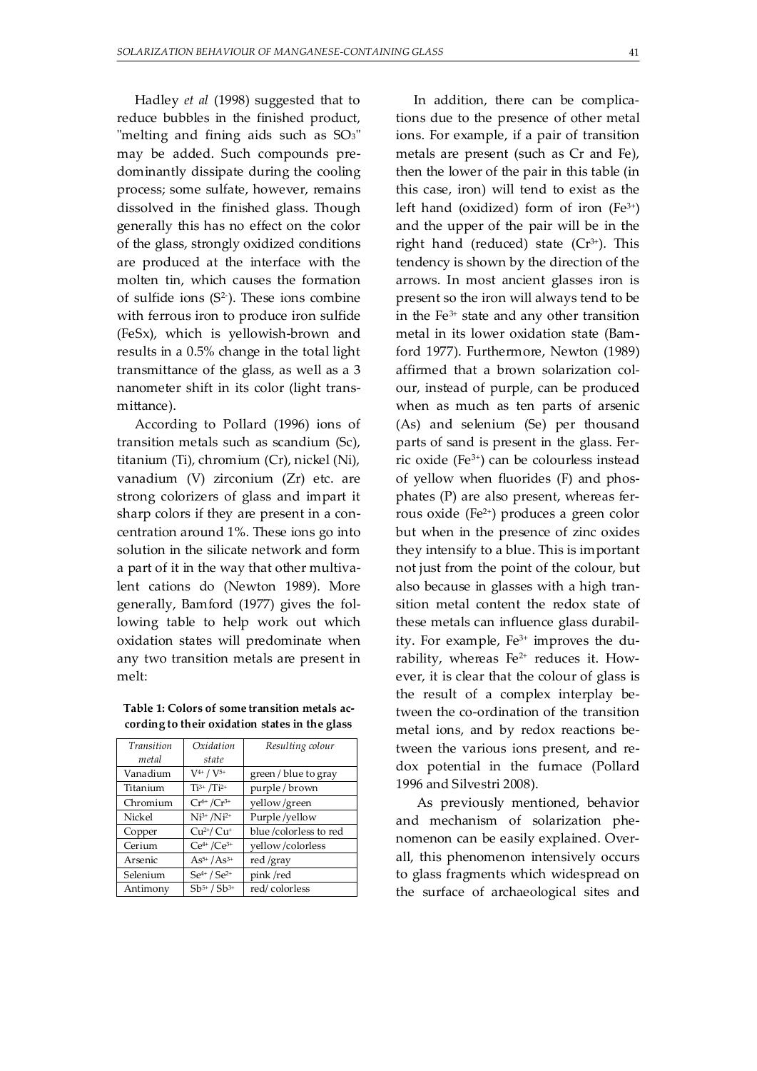Hadley *et al* (1998) suggested that to reduce bubbles in the finished product, "melting and fining aids such as $SO_3$" may be added. Such compounds predominantly dissipate during the cooling process; some sulfate, however, remains dissolved in the finished glass. Though generally this has no effect on the color of the glass, strongly oxidized conditions are produced at the interface with the molten tin, which causes the formation of sulfide ions ($S^{2-}$). These ions combine with ferrous iron to produce iron sulfide (FeSx), which is yellowish-brown and results in a 0.5% change in the total light transmittance of the glass, as well as a 3 nanometer shift in its color (light transmittance).

According to Pollard (1996) ions of transition metals such as scandium (Sc), titanium (Ti), chromium (Cr), nickel (Ni), vanadium (V) zirconium (Zr) etc. are strong colorizers of glass and impart it sharp colors if they are present in a concentration around 1%. These ions go into solution in the silicate network and form a part of it in the way that other multivalent cations do (Newton 1989). More generally, Bamford (1977) gives the following table to help work out which oxidation states will predominate when any two transition metals are present in melt:

**Table 1: Colors of some transition metals according to their oxidation states in the glass**

| *Transition metal* | *Oxidation state* | *Resulting colour* |
|---|---|---|
| Vanadium | $V^{4+}$ / $V^{5+}$ | green / blue to gray |
| Titanium | $Ti^{3+}$ /$Ti^{2+}$ | purple / brown |
| Chromium | $Cr^{6+}$ /$Cr^{3+}$ | yellow /green |
| Nickel | $Ni^{3+}$ /$Ni^{2+}$ | Purple /yellow |
| Copper | $Cu^{2+}$/ $Cu^{+}$ | blue /colorless to red |
| Cerium | $Ce^{4+}$ /$Ce^{3+}$ | yellow /colorless |
| Arsenic | $As^{5+}$ /$As^{3+}$ | red /gray |
| Selenium | $Se^{4+}$ / $Se^{2+}$ | pink /red |
| Antimony | $Sb^{5+}$ / $Sb^{3+}$ | red/ colorless |

In addition, there can be complications due to the presence of other metal ions. For example, if a pair of transition metals are present (such as Cr and Fe), then the lower of the pair in this table (in this case, iron) will tend to exist as the left hand (oxidized) form of iron ($Fe^{3+}$) and the upper of the pair will be in the right hand (reduced) state ($Cr^{3+}$). This tendency is shown by the direction of the arrows. In most ancient glasses iron is present so the iron will always tend to be in the $Fe^{3+}$ state and any other transition metal in its lower oxidation state (Bamford 1977). Furthermore, Newton (1989) affirmed that a brown solarization colour, instead of purple, can be produced when as much as ten parts of arsenic (As) and selenium (Se) per thousand parts of sand is present in the glass. Ferric oxide ($Fe^{3+}$) can be colourless instead of yellow when fluorides (F) and phosphates (P) are also present, whereas ferrous oxide ($Fe^{2+}$) produces a green color but when in the presence of zinc oxides they intensify to a blue. This is important not just from the point of the colour, but also because in glasses with a high transition metal content the redox state of these metals can influence glass durability. For example, $Fe^{3+}$ improves the durability, whereas $Fe^{2+}$ reduces it. However, it is clear that the colour of glass is the result of a complex interplay between the co-ordination of the transition metal ions, and by redox reactions between the various ions present, and redox potential in the furnace (Pollard 1996 and Silvestri 2008).

As previously mentioned, behavior and mechanism of solarization phenomenon can be easily explained. Overall, this phenomenon intensively occurs to glass fragments which widespread on the surface of archaeological sites and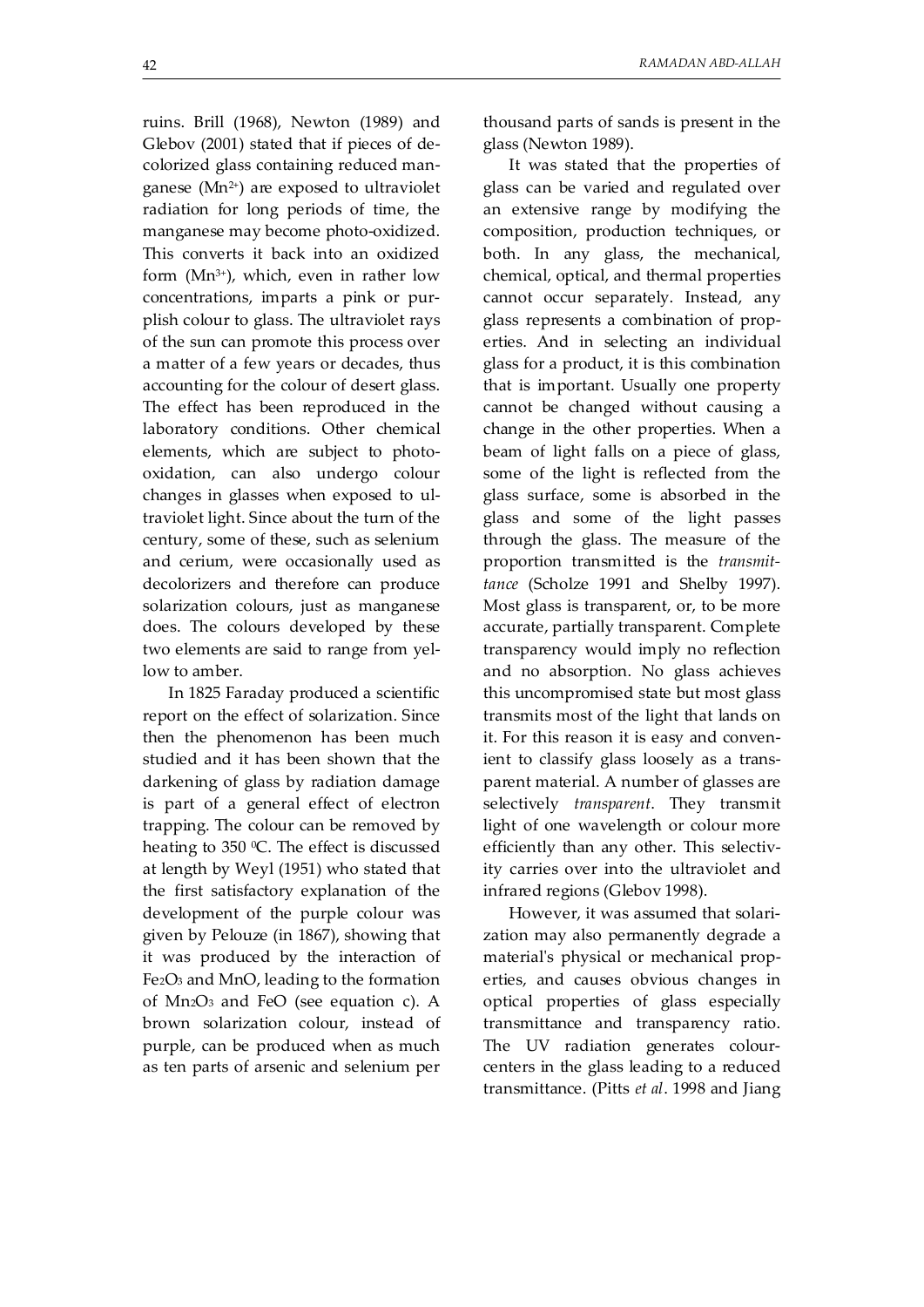ruins. Brill (1968), Newton (1989) and Glebov (2001) stated that if pieces of decolorized glass containing reduced manganese ($Mn^{2+}$) are exposed to ultraviolet radiation for long periods of time, the manganese may become photo-oxidized. This converts it back into an oxidized form ($Mn^{3+}$), which, even in rather low concentrations, imparts a pink or purplish colour to glass. The ultraviolet rays of the sun can promote this process over a matter of a few years or decades, thus accounting for the colour of desert glass. The effect has been reproduced in the laboratory conditions. Other chemical elements, which are subject to photo-oxidation, can also undergo colour changes in glasses when exposed to ultraviolet light. Since about the turn of the century, some of these, such as selenium and cerium, were occasionally used as decolorizers and therefore can produce solarization colours, just as manganese does. The colours developed by these two elements are said to range from yellow to amber.

In 1825 Faraday produced a scientific report on the effect of solarization. Since then the phenomenon has been much studied and it has been shown that the darkening of glass by radiation damage is part of a general effect of electron trapping. The colour can be removed by heating to 350 $^0$C. The effect is discussed at length by Weyl (1951) who stated that the first satisfactory explanation of the development of the purple colour was given by Pelouze (in 1867), showing that it was produced by the interaction of $Fe_2O_3$ and MnO, leading to the formation of $Mn_2O_3$ and FeO (see equation c). A brown solarization colour, instead of purple, can be produced when as much as ten parts of arsenic and selenium per thousand parts of sands is present in the glass (Newton 1989).

It was stated that the properties of glass can be varied and regulated over an extensive range by modifying the composition, production techniques, or both. In any glass, the mechanical, chemical, optical, and thermal properties cannot occur separately. Instead, any glass represents a combination of properties. And in selecting an individual glass for a product, it is this combination that is important. Usually one property cannot be changed without causing a change in the other properties. When a beam of light falls on a piece of glass, some of the light is reflected from the glass surface, some is absorbed in the glass and some of the light passes through the glass. The measure of the proportion transmitted is the *transmittance* (Scholze 1991 and Shelby 1997). Most glass is transparent, or, to be more accurate, partially transparent. Complete transparency would imply no reflection and no absorption. No glass achieves this uncompromised state but most glass transmits most of the light that lands on it. For this reason it is easy and convenient to classify glass loosely as a transparent material. A number of glasses are selectively *transparent*. They transmit light of one wavelength or colour more efficiently than any other. This selectivity carries over into the ultraviolet and infrared regions (Glebov 1998).

However, it was assumed that solarization may also permanently degrade a material's physical or mechanical properties, and causes obvious changes in optical properties of glass especially transmittance and transparency ratio. The UV radiation generates colour-centers in the glass leading to a reduced transmittance. (Pitts *et al*. 1998 and Jiang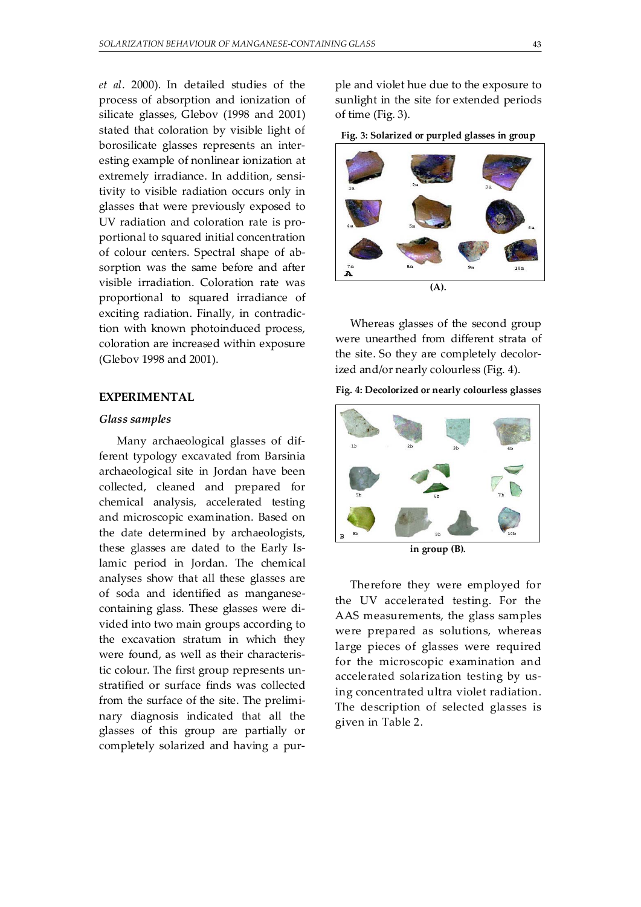*et al*. 2000). In detailed studies of the process of absorption and ionization of silicate glasses, Glebov (1998 and 2001) stated that coloration by visible light of borosilicate glasses represents an interesting example of nonlinear ionization at extremely irradiance. In addition, sensitivity to visible radiation occurs only in glasses that were previously exposed to UV radiation and coloration rate is proportional to squared initial concentration of colour centers. Spectral shape of absorption was the same before and after visible irradiation. Coloration rate was proportional to squared irradiance of exciting radiation. Finally, in contradiction with known photoinduced process, coloration are increased within exposure (Glebov 1998 and 2001).

## EXPERIMENTAL

### *Glass samples*

Many archaeological glasses of different typology excavated from Barsinia archaeological site in Jordan have been collected, cleaned and prepared for chemical analysis, accelerated testing and microscopic examination. Based on the date determined by archaeologists, these glasses are dated to the Early Islamic period in Jordan. The chemical analyses show that all these glasses are of soda and identified as manganese-containing glass. These glasses were divided into two main groups according to the excavation stratum in which they were found, as well as their characteristic colour. The first group represents unstratified or surface finds was collected from the surface of the site. The preliminary diagnosis indicated that all the glasses of this group are partially or completely solarized and having a purple and violet hue due to the exposure to sunlight in the site for extended periods of time (Fig. 3).

**Fig. 3: Solarized or purpled glasses in group (A).**

Whereas glasses of the second group were unearthed from different strata of the site. So they are completely decolorized and/or nearly colourless (Fig. 4).

**Fig. 4: Decolorized or nearly colourless glasses in group (B).**

Therefore they were employed for the UV accelerated testing. For the AAS measurements, the glass samples were prepared as solutions, whereas large pieces of glasses were required for the microscopic examination and accelerated solarization testing by using concentrated ultra violet radiation. The description of selected glasses is given in Table 2.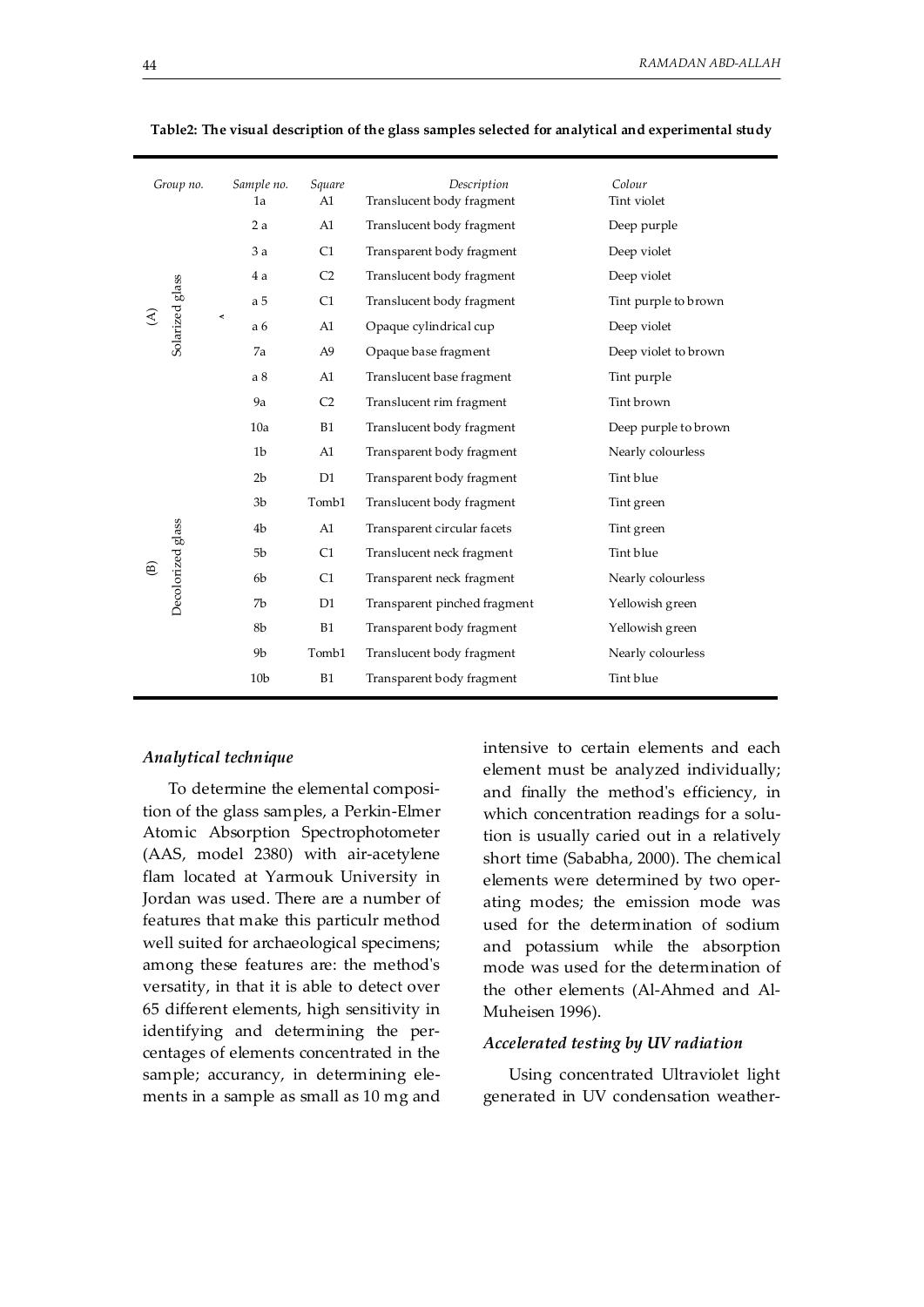**Table2: The visual description of the glass samples selected for analytical and experimental study**

| Group no. | Sample no. | Square | Description | Colour |
|---|---|---|---|---|
| (A) Solarized glass | 1a | A1 | Translucent body fragment | Tint violet |
| | 2 a | A1 | Translucent body fragment | Deep purple |
| | 3 a | C1 | Transparent body fragment | Deep violet |
| | 4 a | C2 | Translucent body fragment | Deep violet |
| | a 5 | C1 | Translucent body fragment | Tint purple to brown |
| | a 6 | A1 | Opaque cylindrical cup | Deep violet |
| | 7a | A9 | Opaque base fragment | Deep violet to brown |
| | a 8 | A1 | Translucent base fragment | Tint purple |
| | 9a | C2 | Translucent rim fragment | Tint brown |
| | 10a | B1 | Translucent body fragment | Deep purple to brown |
| (B) Decolorized glass | 1b | A1 | Transparent body fragment | Nearly colourless |
| | 2b | D1 | Transparent body fragment | Tint blue |
| | 3b | Tomb1 | Translucent body fragment | Tint green |
| | 4b | A1 | Transparent circular facets | Tint green |
| | 5b | C1 | Translucent neck fragment | Tint blue |
| | 6b | C1 | Transparent neck fragment | Nearly colourless |
| | 7b | D1 | Transparent pinched fragment | Yellowish green |
| | 8b | B1 | Transparent body fragment | Yellowish green |
| | 9b | Tomb1 | Translucent body fragment | Nearly colourless |
| | 10b | B1 | Transparent body fragment | Tint blue |

### *Analytical technique*

To determine the elemental composition of the glass samples, a Perkin-Elmer Atomic Absorption Spectrophotometer (AAS, model 2380) with air-acetylene flam located at Yarmouk University in Jordan was used. There are a number of features that make this particulr method well suited for archaeological specimens; among these features are: the method's versatity, in that it is able to detect over 65 different elements, high sensitivity in identifying and determining the percentages of elements concentrated in the sample; accurancy, in determining elements in a sample as small as 10 mg and intensive to certain elements and each element must be analyzed individually; and finally the method's efficiency, in which concentration readings for a solution is usually caried out in a relatively short time (Sababha, 2000). The chemical elements were determined by two operating modes; the emission mode was used for the determination of sodium and potassium while the absorption mode was used for the determination of the other elements (Al-Ahmed and Al-Muheisen 1996).

### *Accelerated testing by UV radiation*

Using concentrated Ultraviolet light generated in UV condensation weather-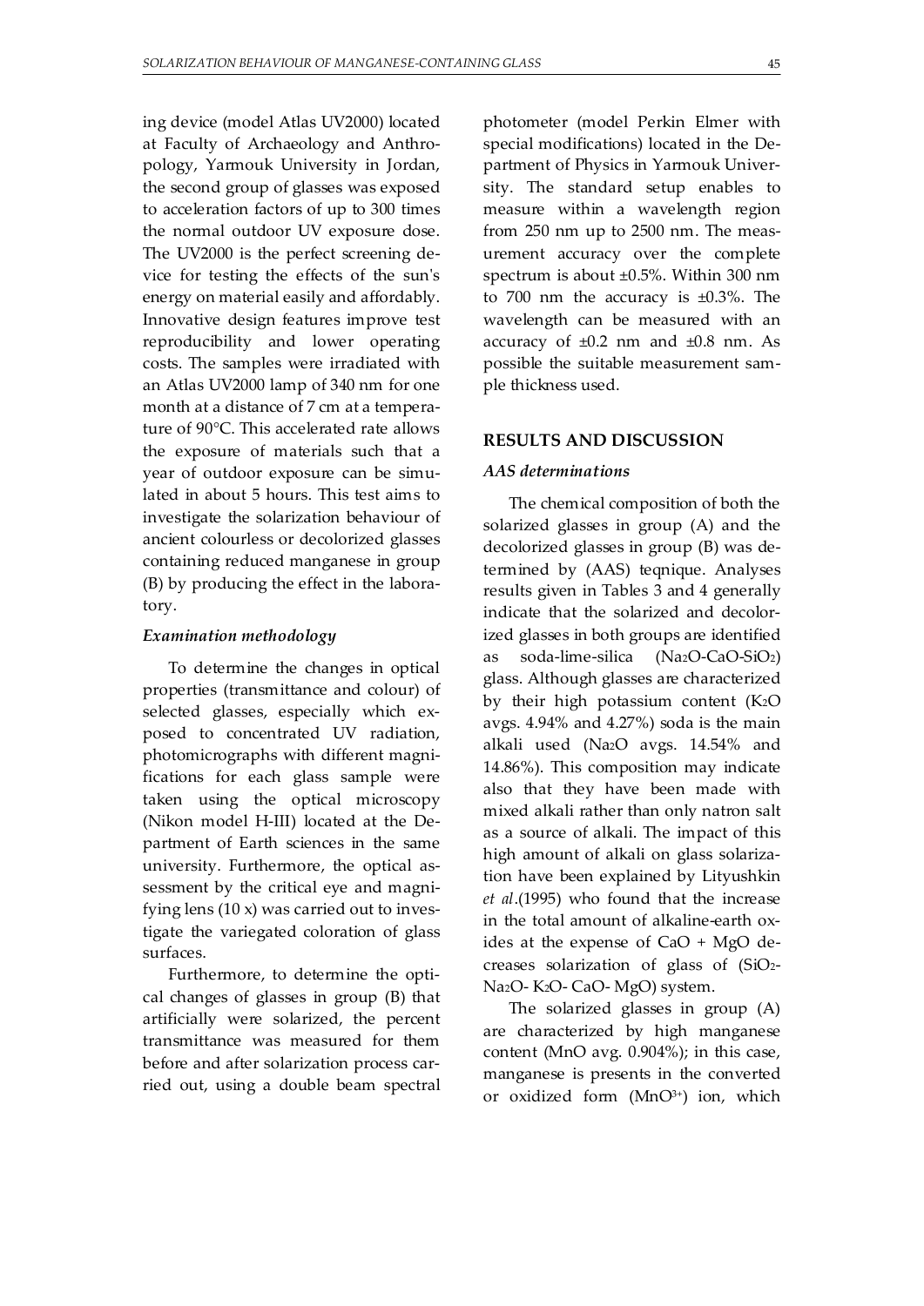ing device (model Atlas UV2000) located at Faculty of Archaeology and Anthropology, Yarmouk University in Jordan, the second group of glasses was exposed to acceleration factors of up to 300 times the normal outdoor UV exposure dose. The UV2000 is the perfect screening device for testing the effects of the sun's energy on material easily and affordably. Innovative design features improve test reproducibility and lower operating costs. The samples were irradiated with an Atlas UV2000 lamp of 340 nm for one month at a distance of 7 cm at a temperature of 90°C. This accelerated rate allows the exposure of materials such that a year of outdoor exposure can be simulated in about 5 hours. This test aims to investigate the solarization behaviour of ancient colourless or decolorized glasses containing reduced manganese in group (B) by producing the effect in the laboratory.

### *Examination methodology*

To determine the changes in optical properties (transmittance and colour) of selected glasses, especially which exposed to concentrated UV radiation, photomicrographs with different magnifications for each glass sample were taken using the optical microscopy (Nikon model H-III) located at the Department of Earth sciences in the same university. Furthermore, the optical assessment by the critical eye and magnifying lens (10 x) was carried out to investigate the variegated coloration of glass surfaces.

Furthermore, to determine the optical changes of glasses in group (B) that artificially were solarized, the percent transmittance was measured for them before and after solarization process carried out, using a double beam spectral photometer (model Perkin Elmer with special modifications) located in the Department of Physics in Yarmouk University. The standard setup enables to measure within a wavelength region from 250 nm up to 2500 nm. The measurement accuracy over the complete spectrum is about ±0.5%. Within 300 nm to 700 nm the accuracy is ±0.3%. The wavelength can be measured with an accuracy of ±0.2 nm and ±0.8 nm. As possible the suitable measurement sample thickness used.

## RESULTS AND DISCUSSION

### *AAS determinations*

The chemical composition of both the solarized glasses in group (A) and the decolorized glasses in group (B) was determined by (AAS) teqnique. Analyses results given in Tables 3 and 4 generally indicate that the solarized and decolorized glasses in both groups are identified as soda-lime-silica ($Na_2O$-$CaO$-$SiO_2$) glass. Although glasses are characterized by their high potassium content ($K_2O$ avgs. 4.94% and 4.27%) soda is the main alkali used ($Na_2O$ avgs. 14.54% and 14.86%). This composition may indicate also that they have been made with mixed alkali rather than only natron salt as a source of alkali. The impact of this high amount of alkali on glass solarization have been explained by Lityushkin *et al*.(1995) who found that the increase in the total amount of alkaline-earth oxides at the expense of CaO + MgO decreases solarization of glass of ($SiO_2$-$Na_2O$- $K_2O$- CaO- MgO) system.

The solarized glasses in group (A) are characterized by high manganese content (MnO avg. 0.904%); in this case, manganese is presents in the converted or oxidized form ($MnO^{3+}$) ion, which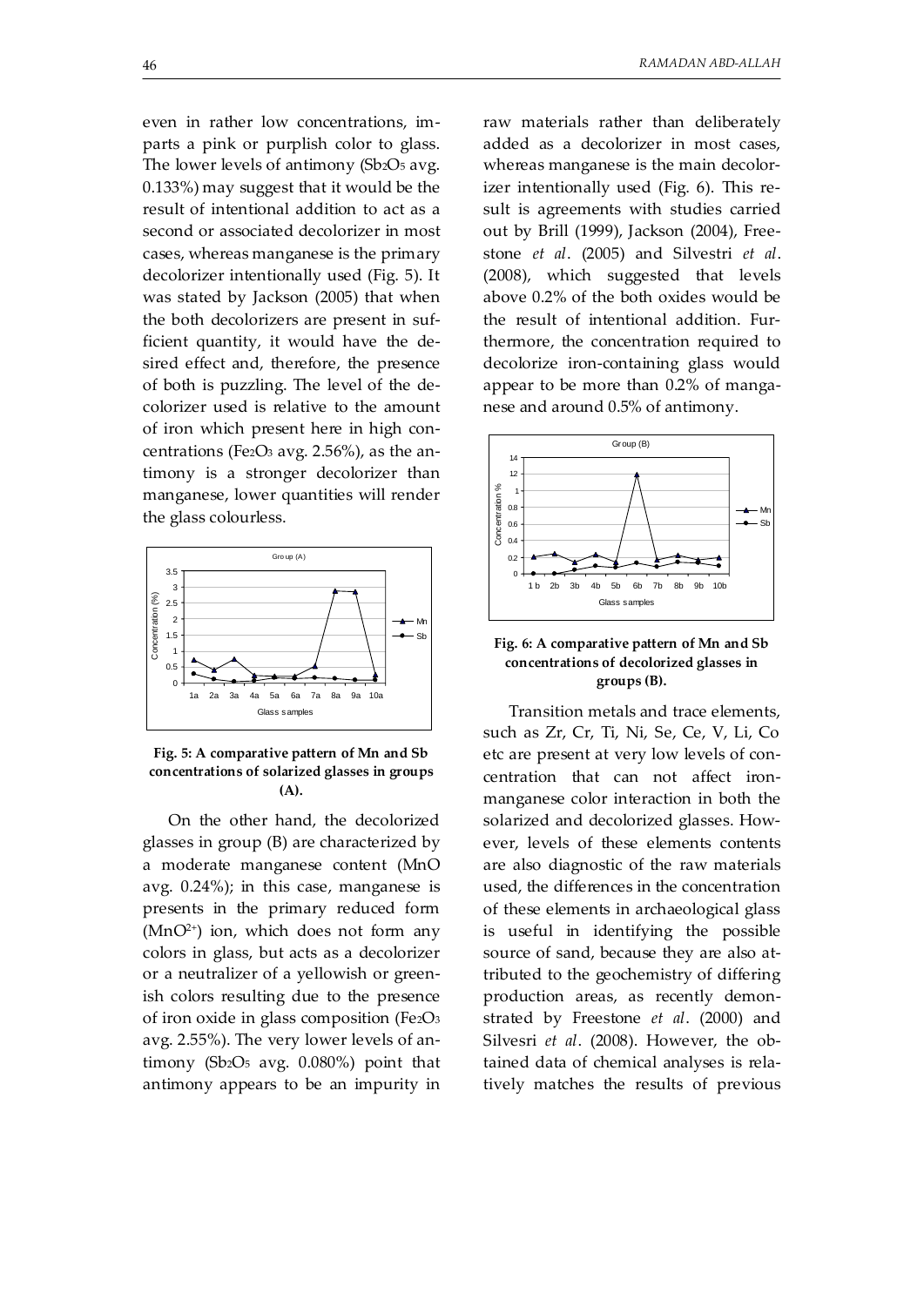even in rather low concentrations, imparts a pink or purplish color to glass. The lower levels of antimony ($Sb_2O_5$ avg. 0.133%) may suggest that it would be the result of intentional addition to act as a second or associated decolorizer in most cases, whereas manganese is the primary decolorizer intentionally used (Fig. 5). It was stated by Jackson (2005) that when the both decolorizers are present in sufficient quantity, it would have the desired effect and, therefore, the presence of both is puzzling. The level of the decolorizer used is relative to the amount of iron which present here in high concentrations ($Fe_2O_3$ avg. 2.56%), as the antimony is a stronger decolorizer than manganese, lower quantities will render the glass colourless.

**Fig. 5: A comparative pattern of Mn and Sb concentrations of solarized glasses in groups (A).**

On the other hand, the decolorized glasses in group (B) are characterized by a moderate manganese content (MnO avg. 0.24%); in this case, manganese is presents in the primary reduced form ($MnO^{2+}$) ion, which does not form any colors in glass, but acts as a decolorizer or a neutralizer of a yellowish or greenish colors resulting due to the presence of iron oxide in glass composition ($Fe_2O_3$ avg. 2.55%). The very lower levels of antimony ($Sb_2O_5$ avg. 0.080%) point that antimony appears to be an impurity in raw materials rather than deliberately added as a decolorizer in most cases, whereas manganese is the main decolorizer intentionally used (Fig. 6). This result is agreements with studies carried out by Brill (1999), Jackson (2004), Freestone *et al*. (2005) and Silvestri *et al*. (2008), which suggested that levels above 0.2% of the both oxides would be the result of intentional addition. Furthermore, the concentration required to decolorize iron-containing glass would appear to be more than 0.2% of manganese and around 0.5% of antimony.

**Fig. 6: A comparative pattern of Mn and Sb concentrations of decolorized glasses in groups (B).**

Transition metals and trace elements, such as Zr, Cr, Ti, Ni, Se, Ce, V, Li, Co etc are present at very low levels of concentration that can not affect iron-manganese color interaction in both the solarized and decolorized glasses. However, levels of these elements contents are also diagnostic of the raw materials used, the differences in the concentration of these elements in archaeological glass is useful in identifying the possible source of sand, because they are also attributed to the geochemistry of differing production areas, as recently demonstrated by Freestone *et al*. (2000) and Silvesri *et al*. (2008). However, the obtained data of chemical analyses is relatively matches the results of previous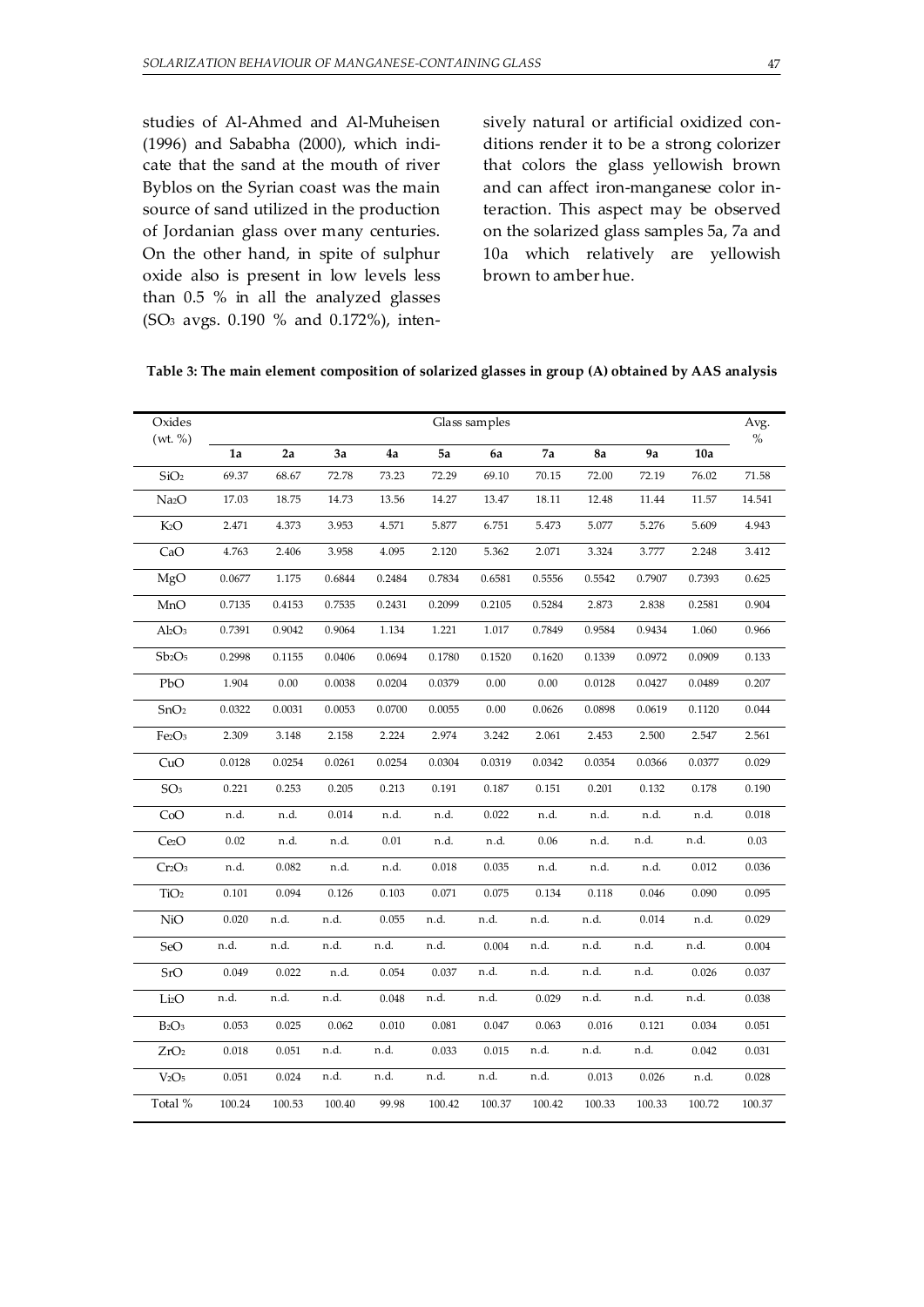studies of Al-Ahmed and Al-Muheisen (1996) and Sababha (2000), which indicate that the sand at the mouth of river Byblos on the Syrian coast was the main source of sand utilized in the production of Jordanian glass over many centuries. On the other hand, in spite of sulphur oxide also is present in low levels less than 0.5 % in all the analyzed glasses ($SO_3$ avgs. 0.190 % and 0.172%), intensively natural or artificial oxidized conditions render it to be a strong colorizer that colors the glass yellowish brown and can affect iron-manganese color interaction. This aspect may be observed on the solarized glass samples 5a, 7a and 10a which relatively are yellowish brown to amber hue.

**Table 3: The main element composition of solarized glasses in group (A) obtained by AAS analysis**

| Oxides (wt. %) | Glass samples | | | | | | | | | | Avg. % |
|---|---|---|---|---|---|---|---|---|---|---|---|
| | **1a** | **2a** | **3a** | **4a** | **5a** | **6a** | **7a** | **8a** | **9a** | **10a** | |
| $SiO_2$ | 69.37 | 68.67 | 72.78 | 73.23 | 72.29 | 69.10 | 70.15 | 72.00 | 72.19 | 76.02 | 71.58 |
| $Na_2O$ | 17.03 | 18.75 | 14.73 | 13.56 | 14.27 | 13.47 | 18.11 | 12.48 | 11.44 | 11.57 | 14.541 |
| $K_2O$ | 2.471 | 4.373 | 3.953 | 4.571 | 5.877 | 6.751 | 5.473 | 5.077 | 5.276 | 5.609 | 4.943 |
| CaO | 4.763 | 2.406 | 3.958 | 4.095 | 2.120 | 5.362 | 2.071 | 3.324 | 3.777 | 2.248 | 3.412 |
| MgO | 0.0677 | 1.175 | 0.6844 | 0.2484 | 0.7834 | 0.6581 | 0.5556 | 0.5542 | 0.7907 | 0.7393 | 0.625 |
| MnO | 0.7135 | 0.4153 | 0.7535 | 0.2431 | 0.2099 | 0.2105 | 0.5284 | 2.873 | 2.838 | 0.2581 | 0.904 |
| $Al_2O_3$ | 0.7391 | 0.9042 | 0.9064 | 1.134 | 1.221 | 1.017 | 0.7849 | 0.9584 | 0.9434 | 1.060 | 0.966 |
| $Sb_2O_5$ | 0.2998 | 0.1155 | 0.0406 | 0.0694 | 0.1780 | 0.1520 | 0.1620 | 0.1339 | 0.0972 | 0.0909 | 0.133 |
| PbO | 1.904 | 0.00 | 0.0038 | 0.0204 | 0.0379 | 0.00 | 0.00 | 0.0128 | 0.0427 | 0.0489 | 0.207 |
| $SnO_2$ | 0.0322 | 0.0031 | 0.0053 | 0.0700 | 0.0055 | 0.00 | 0.0626 | 0.0898 | 0.0619 | 0.1120 | 0.044 |
| $Fe_2O_3$ | 2.309 | 3.148 | 2.158 | 2.224 | 2.974 | 3.242 | 2.061 | 2.453 | 2.500 | 2.547 | 2.561 |
| CuO | 0.0128 | 0.0254 | 0.0261 | 0.0254 | 0.0304 | 0.0319 | 0.0342 | 0.0354 | 0.0366 | 0.0377 | 0.029 |
| $SO_3$ | 0.221 | 0.253 | 0.205 | 0.213 | 0.191 | 0.187 | 0.151 | 0.201 | 0.132 | 0.178 | 0.190 |
| CoO | n.d. | n.d. | 0.014 | n.d. | n.d. | 0.022 | n.d. | n.d. | n.d. | n.d. | 0.018 |
| $Ce_2O$ | 0.02 | n.d. | n.d. | 0.01 | n.d. | n.d. | 0.06 | n.d. | n.d. | n.d. | 0.03 |
| $Cr_2O_3$ | n.d. | 0.082 | n.d. | n.d. | 0.018 | 0.035 | n.d. | n.d. | n.d. | 0.012 | 0.036 |
| $TiO_2$ | 0.101 | 0.094 | 0.126 | 0.103 | 0.071 | 0.075 | 0.134 | 0.118 | 0.046 | 0.090 | 0.095 |
| NiO | 0.020 | n.d. | n.d. | 0.055 | n.d. | n.d. | n.d. | n.d. | 0.014 | n.d. | 0.029 |
| SeO | n.d. | n.d. | n.d. | n.d. | n.d. | 0.004 | n.d. | n.d. | n.d. | n.d. | 0.004 |
| SrO | 0.049 | 0.022 | n.d. | 0.054 | 0.037 | n.d. | n.d. | n.d. | n.d. | 0.026 | 0.037 |
| $Li_2O$ | n.d. | n.d. | n.d. | 0.048 | n.d. | n.d. | 0.029 | n.d. | n.d. | n.d. | 0.038 |
| $B_2O_3$ | 0.053 | 0.025 | 0.062 | 0.010 | 0.081 | 0.047 | 0.063 | 0.016 | 0.121 | 0.034 | 0.051 |
| $ZrO_2$ | 0.018 | 0.051 | n.d. | n.d. | 0.033 | 0.015 | n.d. | n.d. | n.d. | 0.042 | 0.031 |
| $V_2O_5$ | 0.051 | 0.024 | n.d. | n.d. | n.d. | n.d. | n.d. | 0.013 | 0.026 | n.d. | 0.028 |
| Total % | 100.24 | 100.53 | 100.40 | 99.98 | 100.42 | 100.37 | 100.42 | 100.33 | 100.33 | 100.72 | 100.37 |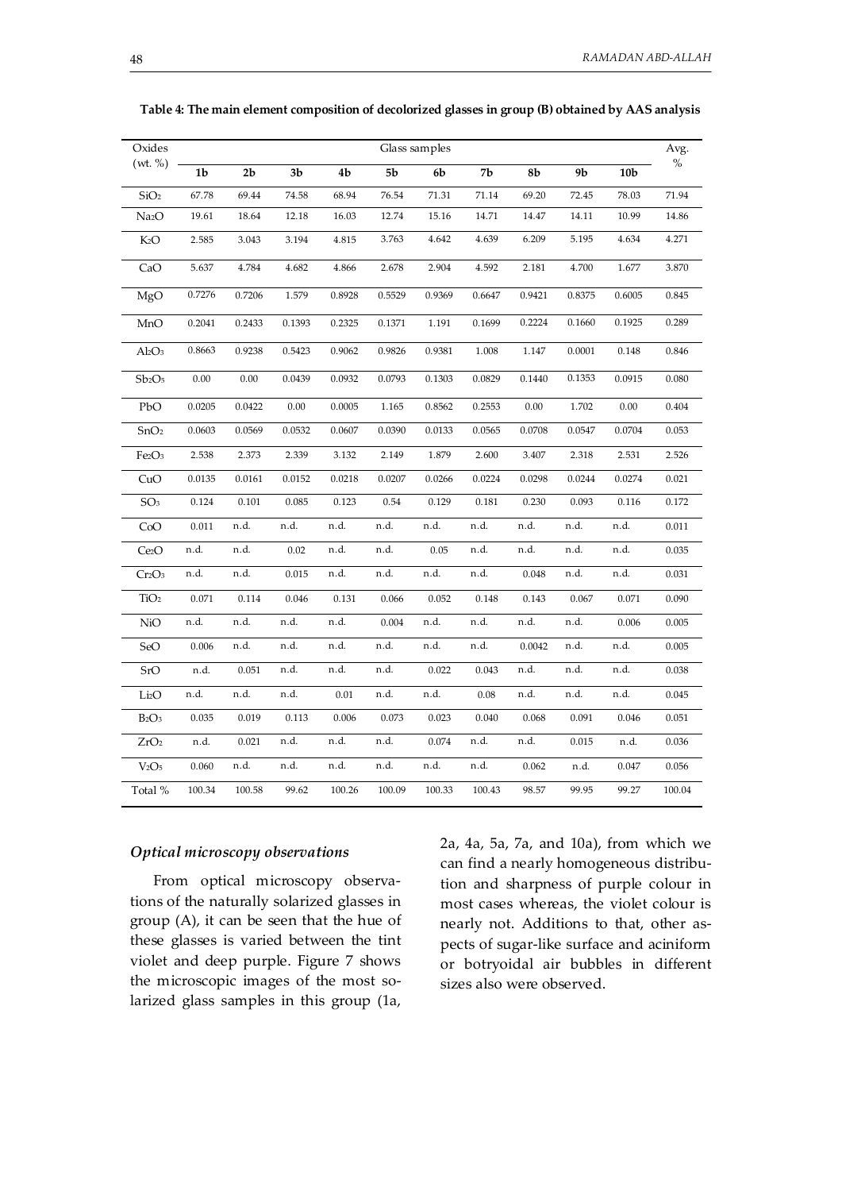**Table 4: The main element composition of decolorized glasses in group (B) obtained by AAS analysis**

| Oxides (wt. %) | Glass samples | | | | | | | | | | Avg. % |
|---|---|---|---|---|---|---|---|---|---|---|---|
| | 1b | 2b | 3b | 4b | 5b | 6b | 7b | 8b | 9b | 10b | |
| $SiO_2$ | 67.78 | 69.44 | 74.58 | 68.94 | 76.54 | 71.31 | 71.14 | 69.20 | 72.45 | 78.03 | 71.94 |
| $Na_2O$ | 19.61 | 18.64 | 12.18 | 16.03 | 12.74 | 15.16 | 14.71 | 14.47 | 14.11 | 10.99 | 14.86 |
| $K_2O$ | 2.585 | 3.043 | 3.194 | 4.815 | 3.763 | 4.642 | 4.639 | 6.209 | 5.195 | 4.634 | 4.271 |
| CaO | 5.637 | 4.784 | 4.682 | 4.866 | 2.678 | 2.904 | 4.592 | 2.181 | 4.700 | 1.677 | 3.870 |
| MgO | 0.7276 | 0.7206 | 1.579 | 0.8928 | 0.5529 | 0.9369 | 0.6647 | 0.9421 | 0.8375 | 0.6005 | 0.845 |
| MnO | 0.2041 | 0.2433 | 0.1393 | 0.2325 | 0.1371 | 1.191 | 0.1699 | 0.2224 | 0.1660 | 0.1925 | 0.289 |
| $Al_2O_3$ | 0.8663 | 0.9238 | 0.5423 | 0.9062 | 0.9826 | 0.9381 | 1.008 | 1.147 | 0.0001 | 0.148 | 0.846 |
| $Sb_2O_5$ | 0.00 | 0.00 | 0.0439 | 0.0932 | 0.0793 | 0.1303 | 0.0829 | 0.1440 | 0.1353 | 0.0915 | 0.080 |
| PbO | 0.0205 | 0.0422 | 0.00 | 0.0005 | 1.165 | 0.8562 | 0.2553 | 0.00 | 1.702 | 0.00 | 0.404 |
| $SnO_2$ | 0.0603 | 0.0569 | 0.0532 | 0.0607 | 0.0390 | 0.0133 | 0.0565 | 0.0708 | 0.0547 | 0.0704 | 0.053 |
| $Fe_2O_3$ | 2.538 | 2.373 | 2.339 | 3.132 | 2.149 | 1.879 | 2.600 | 3.407 | 2.318 | 2.531 | 2.526 |
| CuO | 0.0135 | 0.0161 | 0.0152 | 0.0218 | 0.0207 | 0.0266 | 0.0224 | 0.0298 | 0.0244 | 0.0274 | 0.021 |
| $SO_3$ | 0.124 | 0.101 | 0.085 | 0.123 | 0.54 | 0.129 | 0.181 | 0.230 | 0.093 | 0.116 | 0.172 |
| CoO | 0.011 | n.d. | n.d. | n.d. | n.d. | n.d. | n.d. | n.d. | n.d. | n.d. | 0.011 |
| $Ce_2O$ | n.d. | n.d. | 0.02 | n.d. | n.d. | 0.05 | n.d. | n.d. | n.d. | n.d. | 0.035 |
| $Cr_2O_3$ | n.d. | n.d. | 0.015 | n.d. | n.d. | n.d. | n.d. | 0.048 | n.d. | n.d. | 0.031 |
| $TiO_2$ | 0.071 | 0.114 | 0.046 | 0.131 | 0.066 | 0.052 | 0.148 | 0.143 | 0.067 | 0.071 | 0.090 |
| NiO | n.d. | n.d. | n.d. | n.d. | 0.004 | n.d. | n.d. | n.d. | n.d. | 0.006 | 0.005 |
| SeO | 0.006 | n.d. | n.d. | n.d. | n.d. | n.d. | n.d. | 0.0042 | n.d. | n.d. | 0.005 |
| SrO | n.d. | 0.051 | n.d. | n.d. | n.d. | 0.022 | 0.043 | n.d. | n.d. | n.d. | 0.038 |
| $Li_2O$ | n.d. | n.d. | n.d. | 0.01 | n.d. | n.d. | 0.08 | n.d. | n.d. | n.d. | 0.045 |
| $B_2O_3$ | 0.035 | 0.019 | 0.113 | 0.006 | 0.073 | 0.023 | 0.040 | 0.068 | 0.091 | 0.046 | 0.051 |
| $ZrO_2$ | n.d. | 0.021 | n.d. | n.d. | n.d. | 0.074 | n.d. | n.d. | 0.015 | n.d. | 0.036 |
| $V_2O_5$ | 0.060 | n.d. | n.d. | n.d. | n.d. | n.d. | n.d. | 0.062 | n.d. | 0.047 | 0.056 |
| Total % | 100.34 | 100.58 | 99.62 | 100.26 | 100.09 | 100.33 | 100.43 | 98.57 | 99.95 | 99.27 | 100.04 |

### *Optical microscopy observations*

From optical microscopy observations of the naturally solarized glasses in group (A), it can be seen that the hue of these glasses is varied between the tint violet and deep purple. Figure 7 shows the microscopic images of the most solarized glass samples in this group (1a, 2a, 4a, 5a, 7a, and 10a), from which we can find a nearly homogeneous distribution and sharpness of purple colour in most cases whereas, the violet colour is nearly not. Additions to that, other aspects of sugar-like surface and aciniform or botryoidal air bubbles in different sizes also were observed.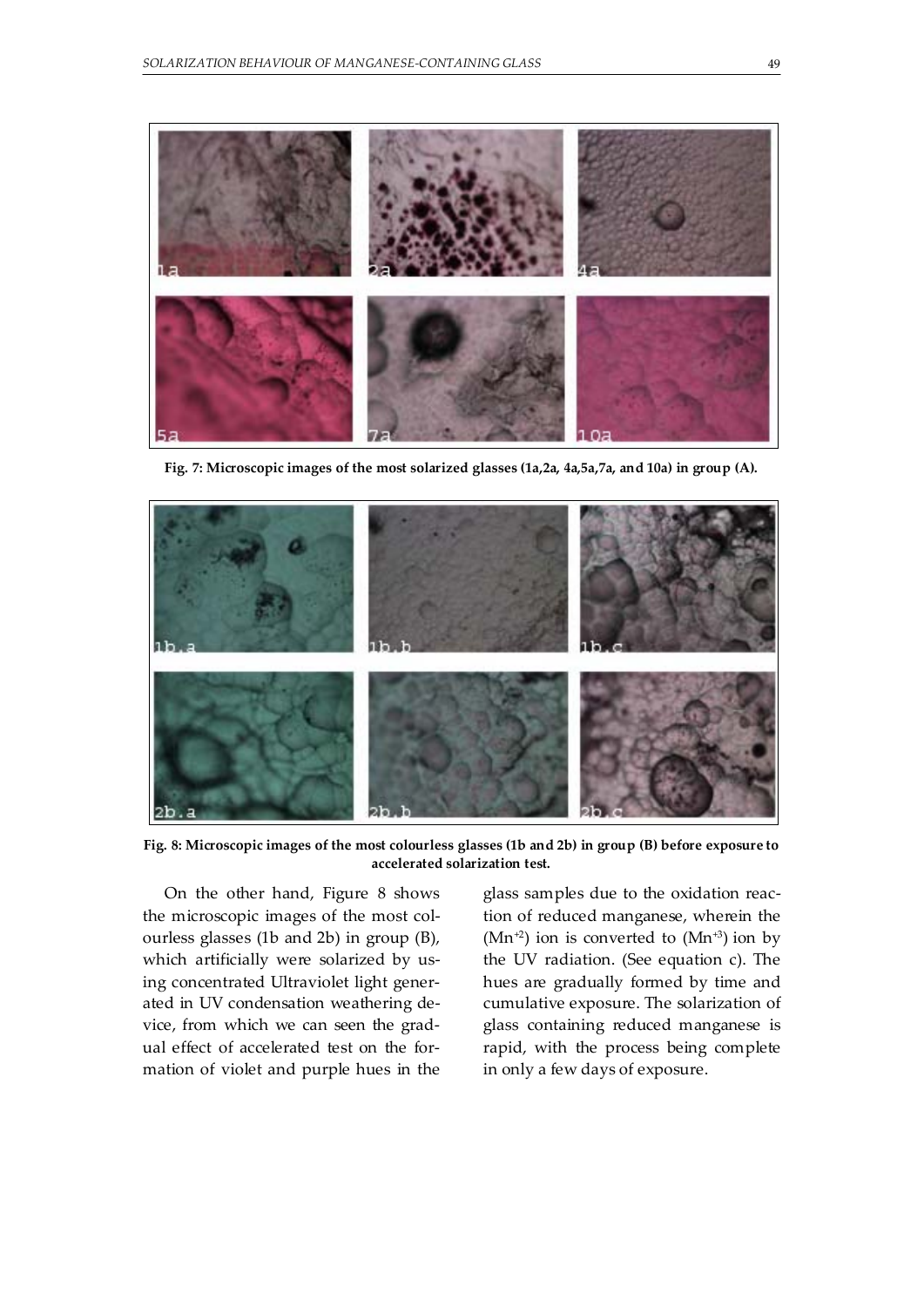Fig. 7: Microscopic images of the most solarized glasses (1a,2a, 4a,5a,7a, and 10a) in group (A).

Fig. 8: Microscopic images of the most colourless glasses (1b and 2b) in group (B) before exposure to accelerated solarization test.

On the other hand, Figure 8 shows the microscopic images of the most colourless glasses (1b and 2b) in group (B), which artificially were solarized by using concentrated Ultraviolet light generated in UV condensation weathering device, from which we can seen the gradual effect of accelerated test on the formation of violet and purple hues in the glass samples due to the oxidation reaction of reduced manganese, wherein the ($Mn^{+2}$) ion is converted to ($Mn^{+3}$) ion by the UV radiation. (See equation c). The hues are gradually formed by time and cumulative exposure. The solarization of glass containing reduced manganese is rapid, with the process being complete in only a few days of exposure.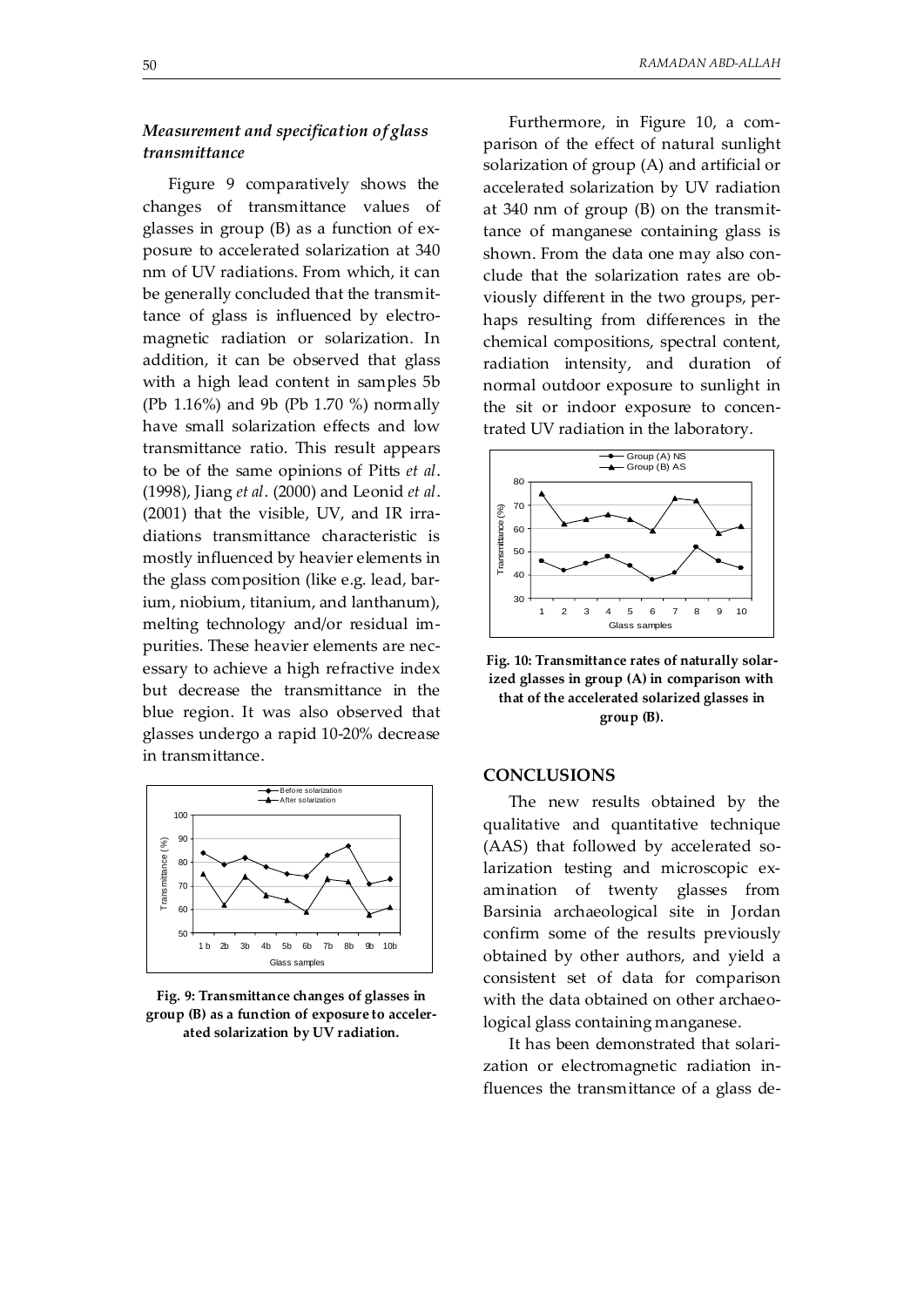### *Measurement and specification of glass transmittance*

Figure 9 comparatively shows the changes of transmittance values of glasses in group (B) as a function of exposure to accelerated solarization at 340 nm of UV radiations. From which, it can be generally concluded that the transmittance of glass is influenced by electromagnetic radiation or solarization. In addition, it can be observed that glass with a high lead content in samples 5b (Pb 1.16%) and 9b (Pb 1.70 %) normally have small solarization effects and low transmittance ratio. This result appears to be of the same opinions of Pitts *et al*. (1998), Jiang *et al*. (2000) and Leonid *et al*. (2001) that the visible, UV, and IR irradiations transmittance characteristic is mostly influenced by heavier elements in the glass composition (like e.g. lead, barium, niobium, titanium, and lanthanum), melting technology and/or residual impurities. These heavier elements are necessary to achieve a high refractive index but decrease the transmittance in the blue region. It was also observed that glasses undergo a rapid 10-20% decrease in transmittance.

**Fig. 9: Transmittance changes of glasses in group (B) as a function of exposure to accelerated solarization by UV radiation.**

Furthermore, in Figure 10, a comparison of the effect of natural sunlight solarization of group (A) and artificial or accelerated solarization by UV radiation at 340 nm of group (B) on the transmittance of manganese containing glass is shown. From the data one may also conclude that the solarization rates are obviously different in the two groups, perhaps resulting from differences in the chemical compositions, spectral content, radiation intensity, and duration of normal outdoor exposure to sunlight in the sit or indoor exposure to concentrated UV radiation in the laboratory.

**Fig. 10: Transmittance rates of naturally solarized glasses in group (A) in comparison with that of the accelerated solarized glasses in group (B).**

## CONCLUSIONS

The new results obtained by the qualitative and quantitative technique (AAS) that followed by accelerated solarization testing and microscopic examination of twenty glasses from Barsinia archaeological site in Jordan confirm some of the results previously obtained by other authors, and yield a consistent set of data for comparison with the data obtained on other archaeological glass containing manganese.

It has been demonstrated that solarization or electromagnetic radiation influences the transmittance of a glass de-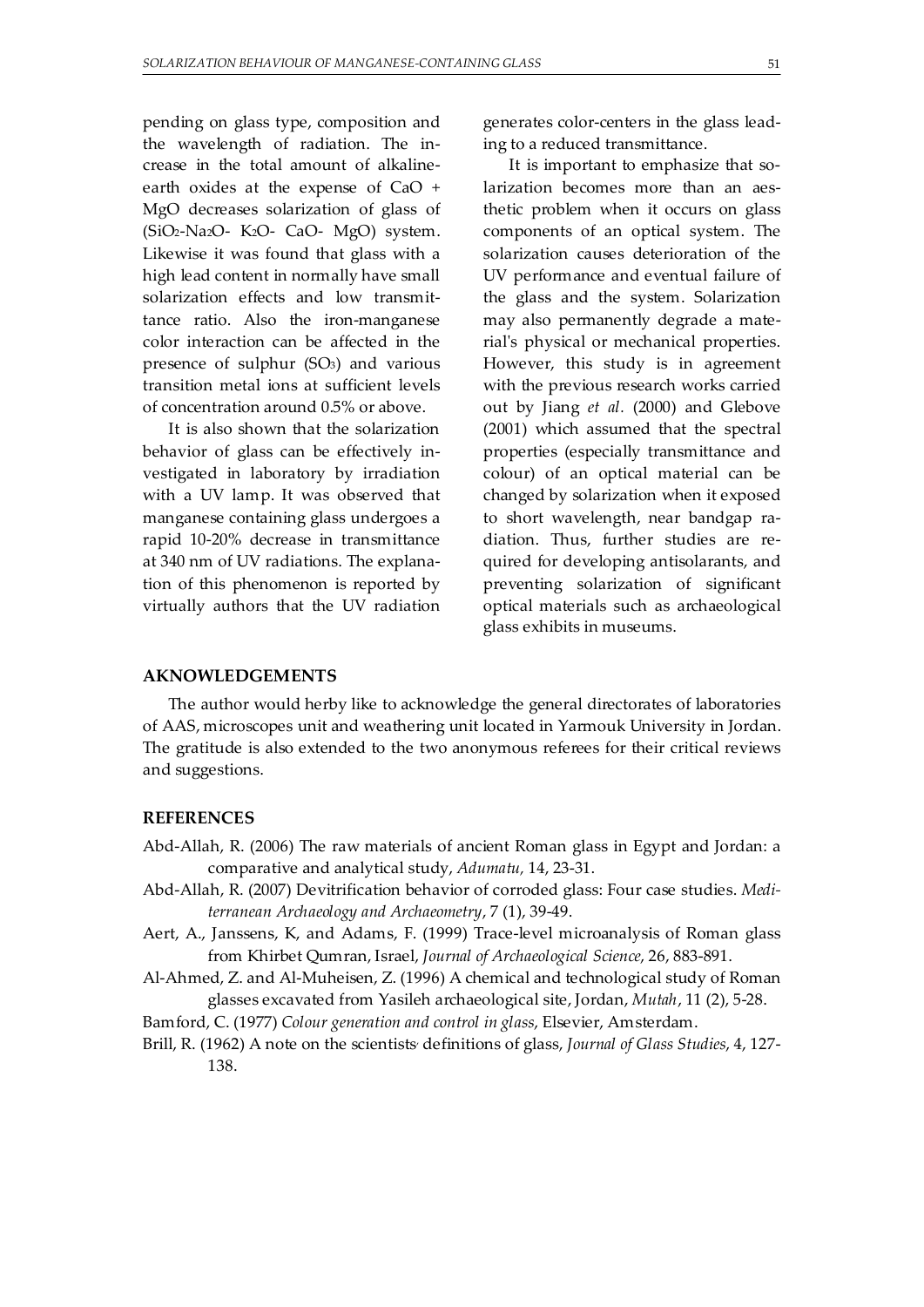pending on glass type, composition and the wavelength of radiation. The increase in the total amount of alkaline-earth oxides at the expense of CaO + MgO decreases solarization of glass of ($SiO_2$-$Na_2O$- $K_2O$- CaO- MgO) system. Likewise it was found that glass with a high lead content in normally have small solarization effects and low transmittance ratio. Also the iron-manganese color interaction can be affected in the presence of sulphur ($SO_3$) and various transition metal ions at sufficient levels of concentration around 0.5% or above.

It is also shown that the solarization behavior of glass can be effectively investigated in laboratory by irradiation with a UV lamp. It was observed that manganese containing glass undergoes a rapid 10-20% decrease in transmittance at 340 nm of UV radiations. The explanation of this phenomenon is reported by virtually authors that the UV radiation generates color-centers in the glass leading to a reduced transmittance.

It is important to emphasize that solarization becomes more than an aesthetic problem when it occurs on glass components of an optical system. The solarization causes deterioration of the UV performance and eventual failure of the glass and the system. Solarization may also permanently degrade a material's physical or mechanical properties. However, this study is in agreement with the previous research works carried out by Jiang *et al.* (2000) and Glebove (2001) which assumed that the spectral properties (especially transmittance and colour) of an optical material can be changed by solarization when it exposed to short wavelength, near bandgap radiation. Thus, further studies are required for developing antisolarants, and preventing solarization of significant optical materials such as archaeological glass exhibits in museums.

## AKNOWLEDGEMENTS

The author would herby like to acknowledge the general directorates of laboratories of AAS, microscopes unit and weathering unit located in Yarmouk University in Jordan. The gratitude is also extended to the two anonymous referees for their critical reviews and suggestions.

## REFERENCES

Abd-Allah, R. (2006) The raw materials of ancient Roman glass in Egypt and Jordan: a comparative and analytical study, *Adumatu,* 14, 23-31.

Abd-Allah, R. (2007) Devitrification behavior of corroded glass: Four case studies. *Mediterranean Archaeology and Archaeometry*, 7 (1), 39-49.

Aert, A., Janssens, K, and Adams, F. (1999) Trace-level microanalysis of Roman glass from Khirbet Qumran, Israel, *Journal of Archaeological Science*, 26, 883-891.

Al-Ahmed, Z. and Al-Muheisen, Z. (1996) A chemical and technological study of Roman glasses excavated from Yasileh archaeological site, Jordan, *Mutah*, 11 (2), 5-28.

Bamford, C. (1977) *Colour generation and control in glass*, Elsevier, Amsterdam.

Brill, R. (1962) A note on the scientists' definitions of glass, *Journal of Glass Studies*, 4, 127-138.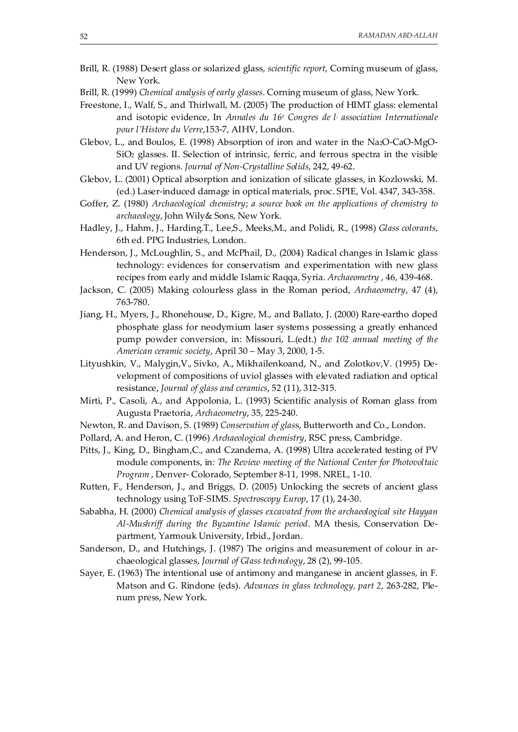Brill, R. (1988) Desert glass or solarized glass, *scientific report*, Corning museum of glass, New York.

Brill, R. (1999) *Chemical analysis of early glasses*. Corning museum of glass, New York.

Freestone, I., Walf, S., and Thirlwall, M. (2005) The production of HIMT glass: elemental and isotopic evidence, In *Annales du 16e Congres de l, association Internationale pour l'Histore du Verre*,153-7, AIHV, London.

Glebov, L., and Boulos, E. (1998) Absorption of iron and water in the $Na_2O$-CaO-MgO-$SiO_2$ glasses. II. Selection of intrinsic, ferric, and ferrous spectra in the visible and UV regions. *Journal of Non-Crystalline Solids*, 242, 49-62.

Glebov, L. (2001) Optical absorption and ionization of silicate glasses, in Kozlowski, M. (ed.) Laser-induced damage in optical materials, proc. SPIE, Vol. 4347, 343-358.

Goffer, Z. (1980) *Archaeological chemistry*; *a source book on the applications of chemistry to archaeology*, John Wily& Sons, New York.

Hadley, J., Hahm, J., Harding.T., Lee,S., Meeks,M., and Polidi, R., (1998) *Glass colorants,* 6th ed. PPG Industries, London.

Henderson, J., McLoughlin, S., and McPhail, D., (2004) Radical changes in Islamic glass technology: evidences for conservatism and experimentation with new glass recipes from early and middle Islamic Raqqa, Syria. *Archaeometry* , 46, 439-468.

Jackson, C. (2005) Making colourless glass in the Roman period, *Archaeometry*, 47 (4), 763-780.

Jiang, H., Myers, J., Rhonehouse, D., Kigre, M., and Ballato, J. (2000) Rare-eartho doped phosphate glass for neodymium laser systems possessing a greatly enhanced pump powder conversion, in: Missouri, L.(edt.) *the 102 annual meeting of the American ceramic society*, April 30 – May 3, 2000, 1-5.

Lityushkin, V., Malygin,V., Sivko, A., Mikhailenkoand, N., and Zolotkov,V. (1995) Development of compositions of uviol glasses with elevated radiation and optical resistance, *Journal of glass and ceramics*, 52 (11), 312-315.

Mirti, P., Casoli, A., and Appolonia, L. (1993) Scientific analysis of Roman glass from Augusta Praetoria, *Archaeometry*, 35, 225-240.

Newton, R. and Davison, S. (1989) *Conservation of glass*, Butterworth and Co., London.

Pollard, A. and Heron, C. (1996) *Archaeological chemistry*, RSC press, Cambridge.

Pitts, J., King, D., Bingham,C., and Czanderna, A. (1998) Ultra accelerated testing of PV module components, in*: The Review meeting of the National Center for Photovoltaic Program* , Denver- Colorado, September 8-11, 1998. NREL, 1-10.

Rutten, F., Henderson, J., and Briggs, D. (2005) Unlocking the secrets of ancient glass technology using ToF-SIMS. *Spectroscopy Europ*, 17 (1), 24-30.

Sababha, H. (2000) *Chemical analysis of glasses excavated from the archaeological site Hayyan Al-Mushriff during the Byzantine Islamic period*. MA thesis, Conservation Department, Yarmouk University, Irbid., Jordan.

Sanderson, D., and Hutchings, J. (1987) The origins and measurement of colour in archaeological glasses, *Journal of Glass technology*, 28 (2), 99-105.

Sayer, E. (1963) The intentional use of antimony and manganese in ancient glasses, in F. Matson and G. Rindone (eds). *Advances in glass technology, part 2*, 263-282, Plenum press, New York.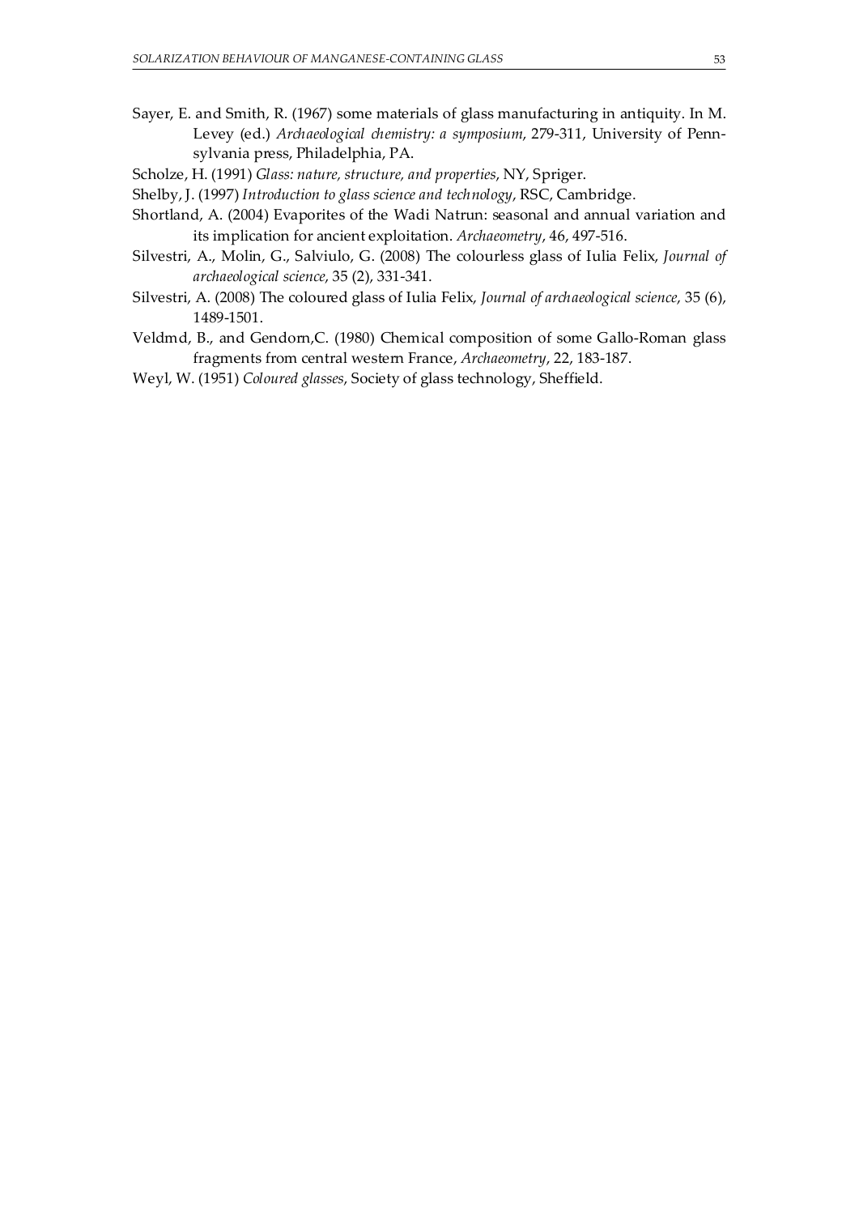Sayer, E. and Smith, R. (1967) some materials of glass manufacturing in antiquity. In M. Levey (ed.) *Archaeological chemistry: a symposium*, 279-311, University of Pennsylvania press, Philadelphia, PA.

Scholze, H. (1991) *Glass: nature, structure, and properties*, NY, Spriger.

Shelby, J. (1997) *Introduction to glass science and technology*, RSC, Cambridge.

Shortland, A. (2004) Evaporites of the Wadi Natrun: seasonal and annual variation and its implication for ancient exploitation. *Archaeometry*, 46, 497-516.

Silvestri, A., Molin, G., Salviulo, G. (2008) The colourless glass of Iulia Felix, *Journal of archaeological science*, 35 (2), 331-341.

Silvestri, A. (2008) The coloured glass of Iulia Felix, *Journal of archaeological science*, 35 (6), 1489-1501.

Veldmd, B., and Gendorn,C. (1980) Chemical composition of some Gallo-Roman glass fragments from central western France, *Archaeometry*, 22, 183-187.

Weyl, W. (1951) *Coloured glasses*, Society of glass technology, Sheffield.